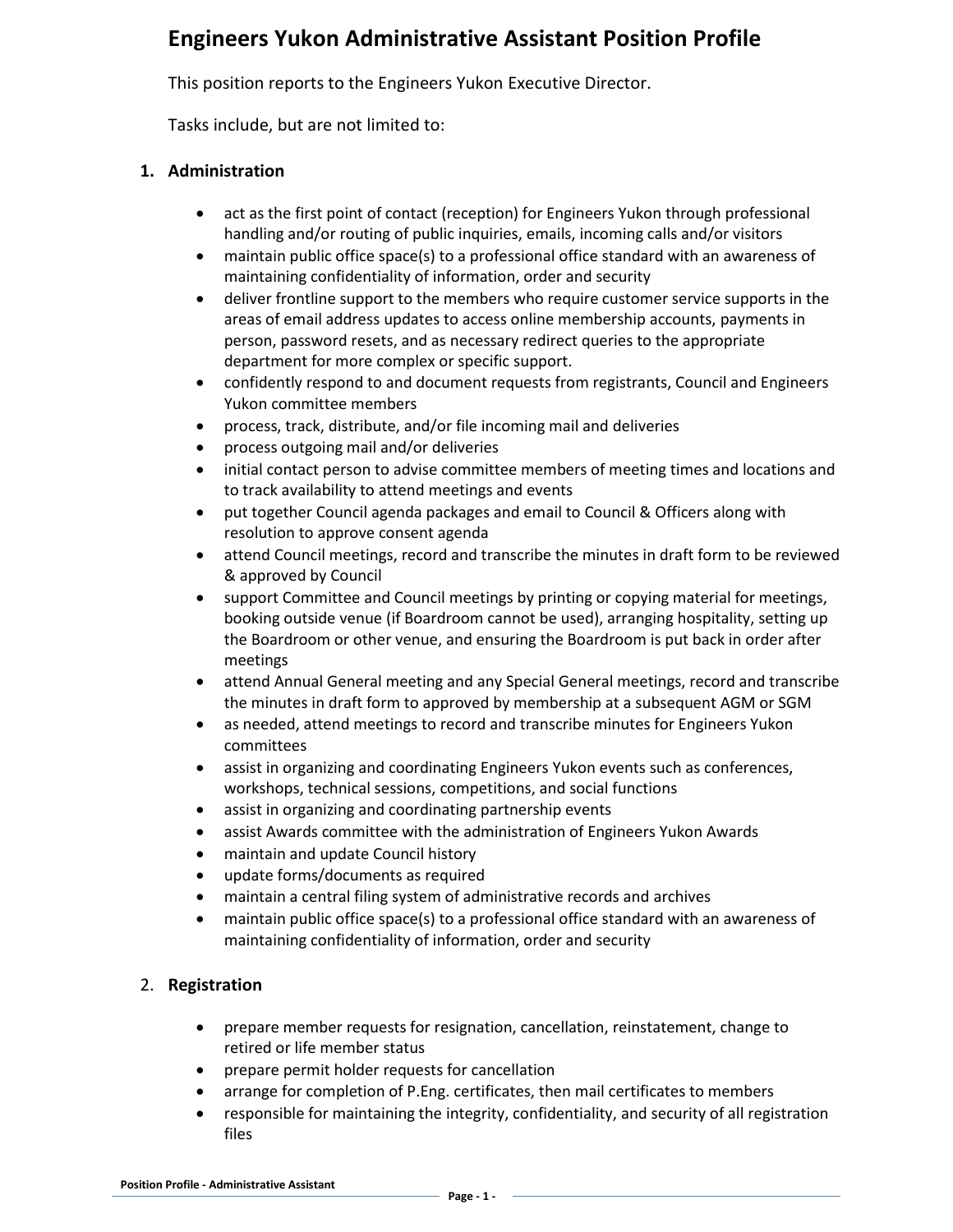# Engineers Yukon Administrative Assistant Position Profile

This position reports to the Engineers Yukon Executive Director.

Tasks include, but are not limited to:

## 1. Administration

- act as the first point of contact (reception) for Engineers Yukon through professional handling and/or routing of public inquiries, emails, incoming calls and/or visitors
- maintain public office space(s) to a professional office standard with an awareness of maintaining confidentiality of information, order and security
- deliver frontline support to the members who require customer service supports in the areas of email address updates to access online membership accounts, payments in person, password resets, and as necessary redirect queries to the appropriate department for more complex or specific support.
- confidently respond to and document requests from registrants, Council and Engineers Yukon committee members
- process, track, distribute, and/or file incoming mail and deliveries
- process outgoing mail and/or deliveries
- initial contact person to advise committee members of meeting times and locations and to track availability to attend meetings and events
- put together Council agenda packages and email to Council & Officers along with resolution to approve consent agenda
- attend Council meetings, record and transcribe the minutes in draft form to be reviewed & approved by Council
- support Committee and Council meetings by printing or copying material for meetings, booking outside venue (if Boardroom cannot be used), arranging hospitality, setting up the Boardroom or other venue, and ensuring the Boardroom is put back in order after meetings
- attend Annual General meeting and any Special General meetings, record and transcribe the minutes in draft form to approved by membership at a subsequent AGM or SGM
- as needed, attend meetings to record and transcribe minutes for Engineers Yukon committees
- assist in organizing and coordinating Engineers Yukon events such as conferences, workshops, technical sessions, competitions, and social functions
- assist in organizing and coordinating partnership events
- assist Awards committee with the administration of Engineers Yukon Awards
- maintain and update Council history
- update forms/documents as required
- maintain a central filing system of administrative records and archives
- maintain public office space(s) to a professional office standard with an awareness of maintaining confidentiality of information, order and security

## 2. Registration

- prepare member requests for resignation, cancellation, reinstatement, change to retired or life member status
- prepare permit holder requests for cancellation
- arrange for completion of P.Eng. certificates, then mail certificates to members
- responsible for maintaining the integrity, confidentiality, and security of all registration files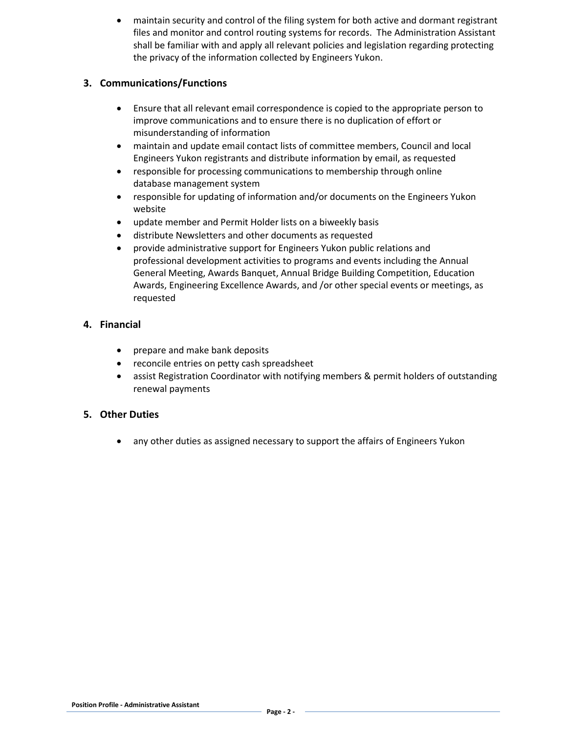- maintain security and control of the filing system for both active and dormant registrant files and monitor and control routing systems for records. The Administration Assistant shall be familiar with and apply all relevant policies and legislation regarding protecting the privacy of the information collected by Engineers Yukon.

## 3. Communications/Functions

- Ensure that all relevant email correspondence is copied to the appropriate person to improve communications and to ensure there is no duplication of effort or misunderstanding of information
- maintain and update email contact lists of committee members, Council and local Engineers Yukon registrants and distribute information by email, as requested
- responsible for processing communications to membership through online database management system
- responsible for updating of information and/or documents on the Engineers Yukon website
- update member and Permit Holder lists on a biweekly basis
- distribute Newsletters and other documents as requested
- provide administrative support for Engineers Yukon public relations and professional development activities to programs and events including the Annual General Meeting, Awards Banquet, Annual Bridge Building Competition, Education Awards, Engineering Excellence Awards, and /or other special events or meetings, as requested

## 4. Financial

- prepare and make bank deposits
- reconcile entries on petty cash spreadsheet
- assist Registration Coordinator with notifying members & permit holders of outstanding renewal payments

## 5. Other Duties

- any other duties as assigned necessary to support the affairs of Engineers Yukon